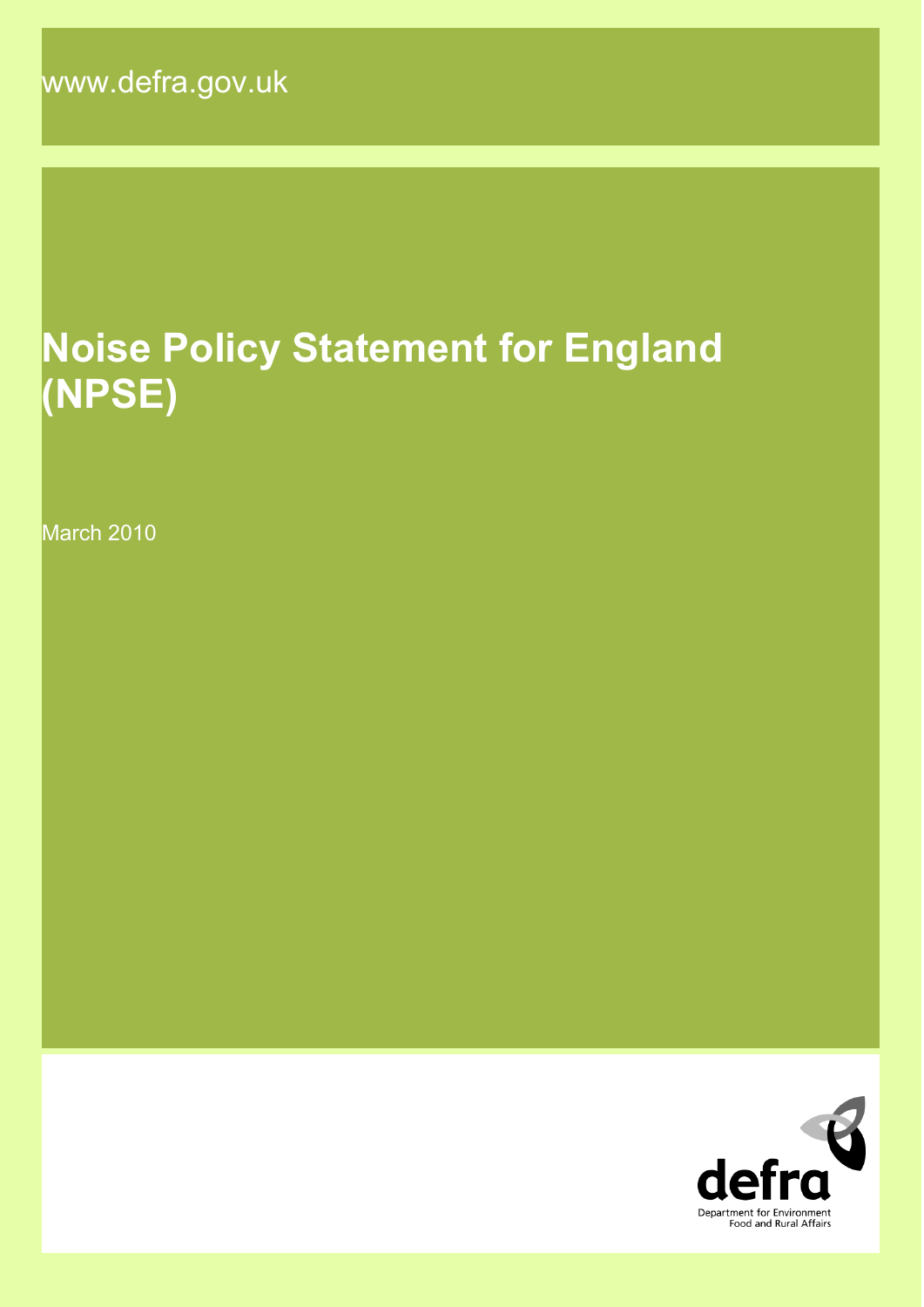www.defra.gov.uk

# Noise Policy Statement for England (NPSE)

March 2010

defra

Department for Environment Food and Rural Affairs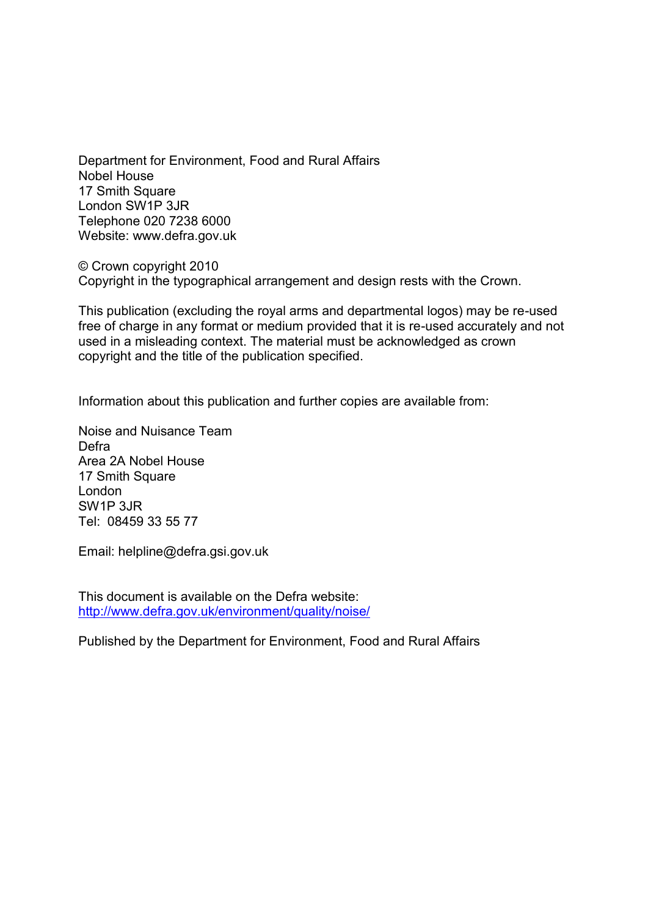Department for Environment, Food and Rural Affairs  
Nobel House  
17 Smith Square  
London SW1P 3JR  
Telephone 020 7238 6000  
Website: www.defra.gov.uk

© Crown copyright 2010  
Copyright in the typographical arrangement and design rests with the Crown.

This publication (excluding the royal arms and departmental logos) may be re-used free of charge in any format or medium provided that it is re-used accurately and not used in a misleading context. The material must be acknowledged as crown copyright and the title of the publication specified.

Information about this publication and further copies are available from:

Noise and Nuisance Team  
Defra  
Area 2A Nobel House  
17 Smith Square  
London  
SW1P 3JR  
Tel: 08459 33 55 77

Email: helpline@defra.gsi.gov.uk

This document is available on the Defra website:  
http://www.defra.gov.uk/environment/quality/noise/

Published by the Department for Environment, Food and Rural Affairs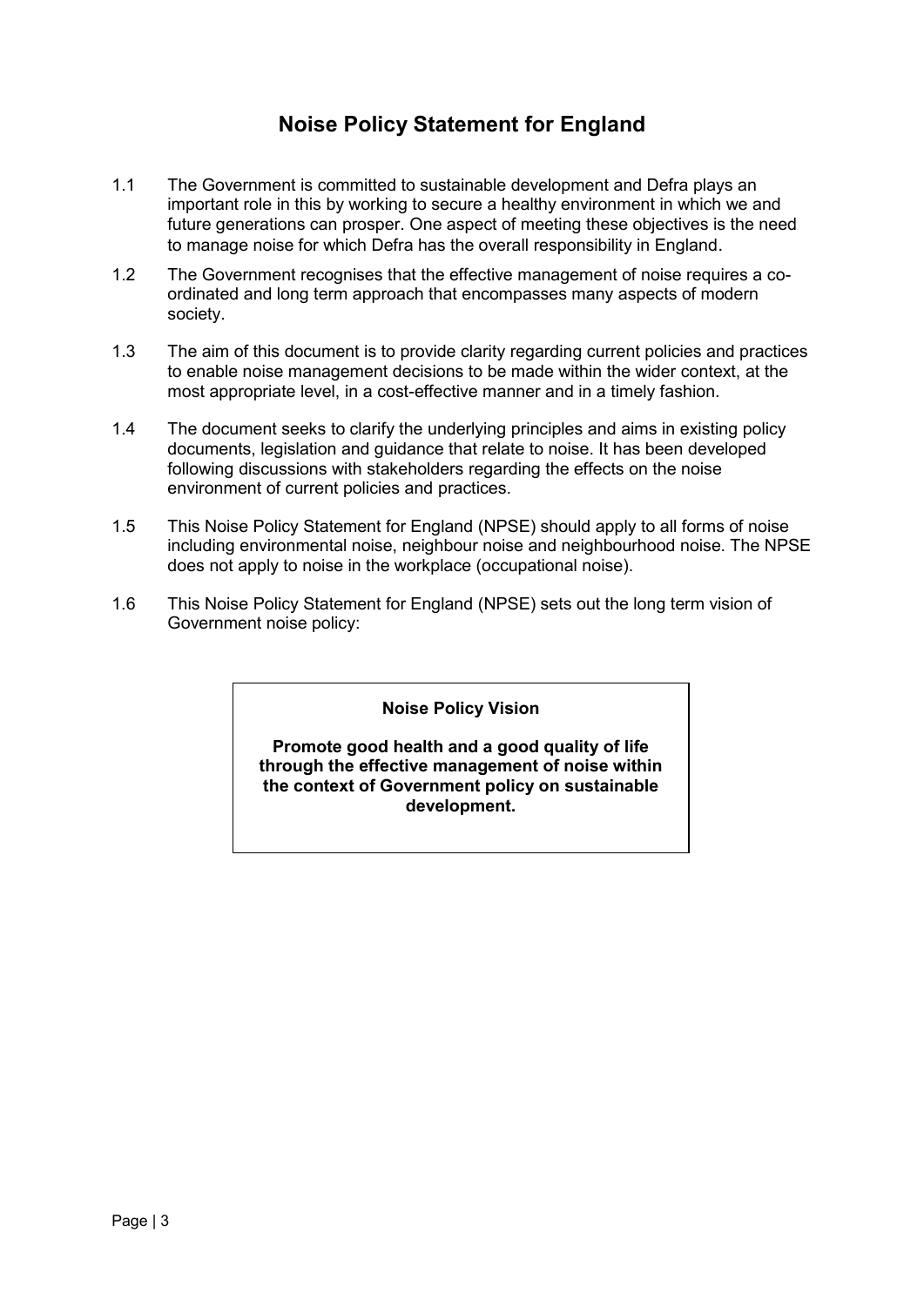# Noise Policy Statement for England

1.1 The Government is committed to sustainable development and Defra plays an important role in this by working to secure a healthy environment in which we and future generations can prosper. One aspect of meeting these objectives is the need to manage noise for which Defra has the overall responsibility in England.

1.2 The Government recognises that the effective management of noise requires a co-ordinated and long term approach that encompasses many aspects of modern society.

1.3 The aim of this document is to provide clarity regarding current policies and practices to enable noise management decisions to be made within the wider context, at the most appropriate level, in a cost-effective manner and in a timely fashion.

1.4 The document seeks to clarify the underlying principles and aims in existing policy documents, legislation and guidance that relate to noise. It has been developed following discussions with stakeholders regarding the effects on the noise environment of current policies and practices.

1.5 This Noise Policy Statement for England (NPSE) should apply to all forms of noise including environmental noise, neighbour noise and neighbourhood noise. The NPSE does not apply to noise in the workplace (occupational noise).

1.6 This Noise Policy Statement for England (NPSE) sets out the long term vision of Government noise policy:

> **Noise Policy Vision**
>
> **Promote good health and a good quality of life through the effective management of noise within the context of Government policy on sustainable development.**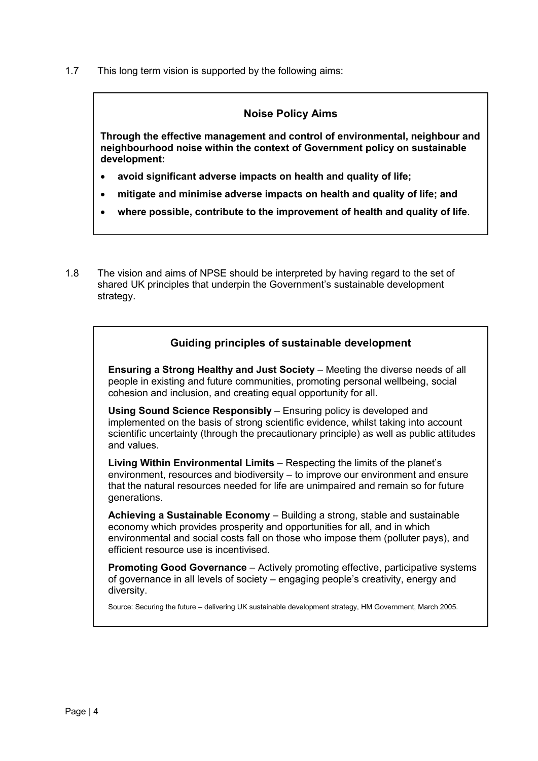1.7 This long term vision is supported by the following aims:

### Noise Policy Aims

**Through the effective management and control of environmental, neighbour and neighbourhood noise within the context of Government policy on sustainable development:**

- **avoid significant adverse impacts on health and quality of life;**
- **mitigate and minimise adverse impacts on health and quality of life; and**
- **where possible, contribute to the improvement of health and quality of life**.

1.8 The vision and aims of NPSE should be interpreted by having regard to the set of shared UK principles that underpin the Government's sustainable development strategy.

### Guiding principles of sustainable development

**Ensuring a Strong Healthy and Just Society** – Meeting the diverse needs of all people in existing and future communities, promoting personal wellbeing, social cohesion and inclusion, and creating equal opportunity for all.

**Using Sound Science Responsibly** – Ensuring policy is developed and implemented on the basis of strong scientific evidence, whilst taking into account scientific uncertainty (through the precautionary principle) as well as public attitudes and values.

**Living Within Environmental Limits** – Respecting the limits of the planet's environment, resources and biodiversity – to improve our environment and ensure that the natural resources needed for life are unimpaired and remain so for future generations.

**Achieving a Sustainable Economy** – Building a strong, stable and sustainable economy which provides prosperity and opportunities for all, and in which environmental and social costs fall on those who impose them (polluter pays), and efficient resource use is incentivised.

**Promoting Good Governance** – Actively promoting effective, participative systems of governance in all levels of society – engaging people's creativity, energy and diversity.

Source: Securing the future – delivering UK sustainable development strategy, HM Government, March 2005.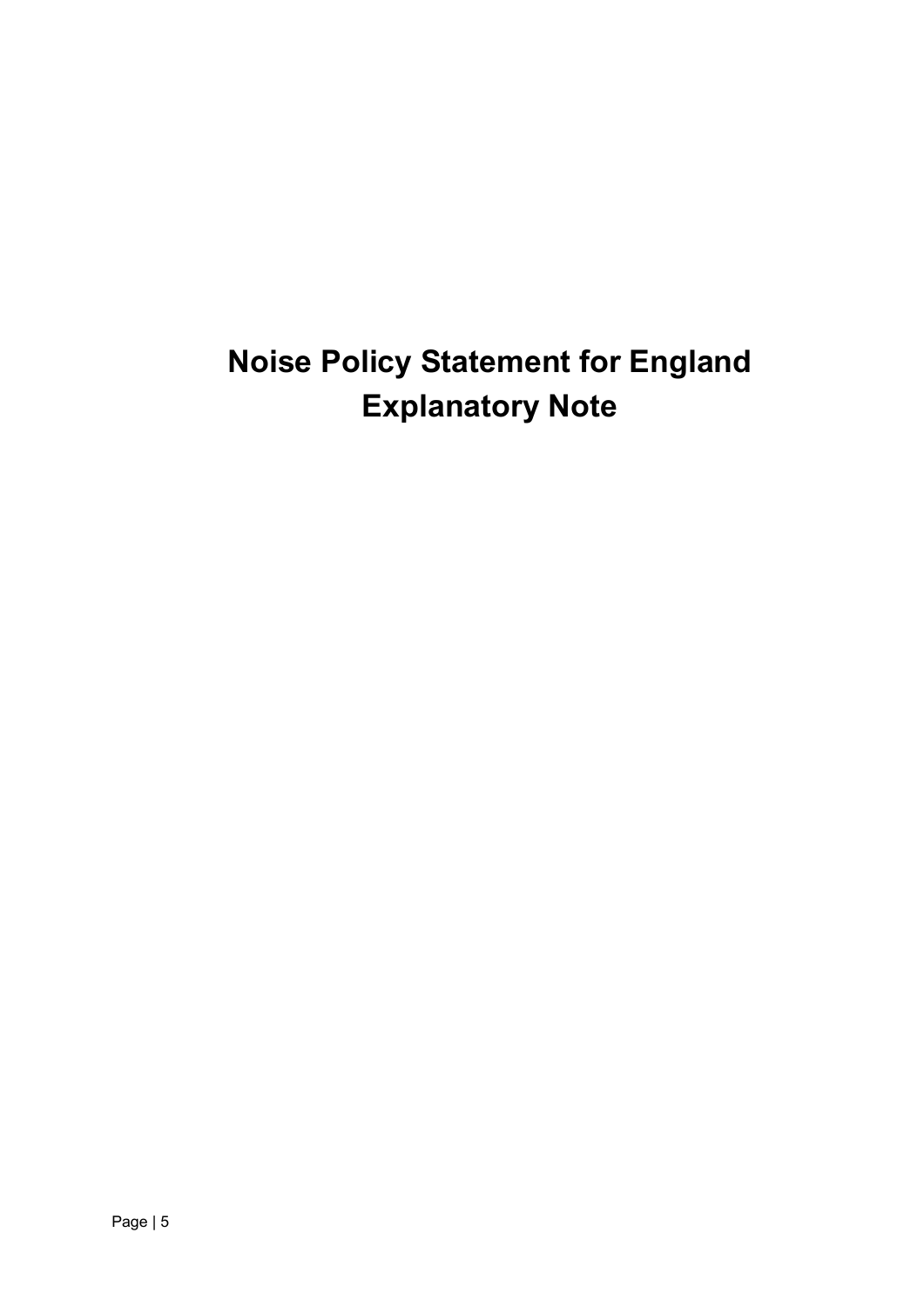# Noise Policy Statement for England Explanatory Note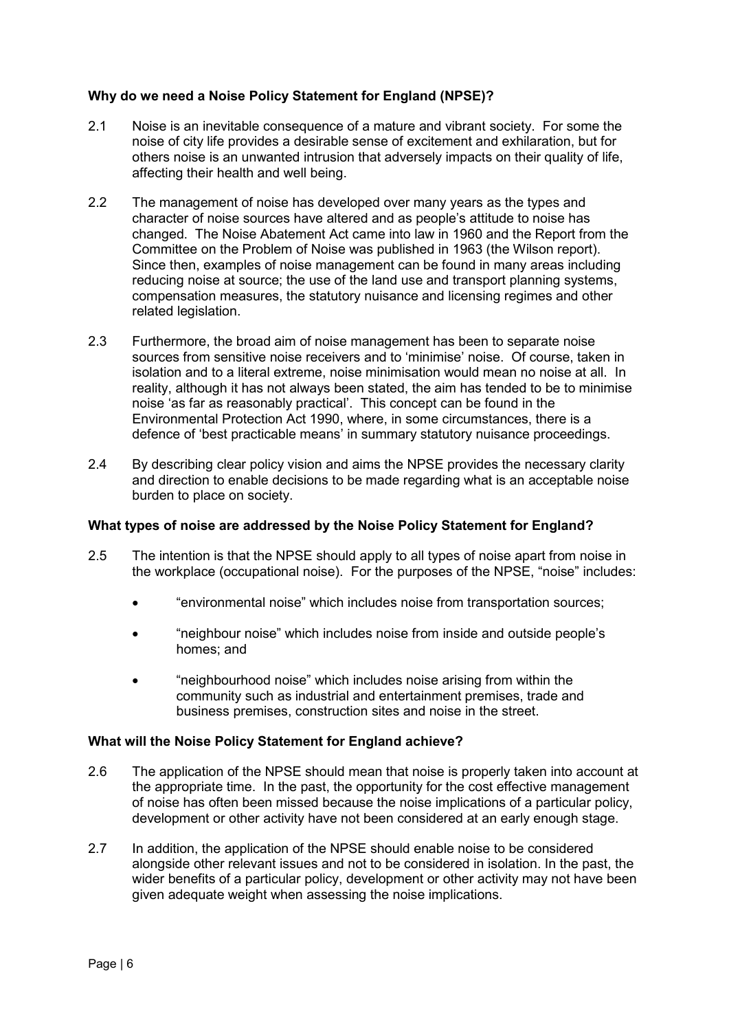**Why do we need a Noise Policy Statement for England (NPSE)?**

2.1 Noise is an inevitable consequence of a mature and vibrant society. For some the noise of city life provides a desirable sense of excitement and exhilaration, but for others noise is an unwanted intrusion that adversely impacts on their quality of life, affecting their health and well being.

2.2 The management of noise has developed over many years as the types and character of noise sources have altered and as people's attitude to noise has changed. The Noise Abatement Act came into law in 1960 and the Report from the Committee on the Problem of Noise was published in 1963 (the Wilson report). Since then, examples of noise management can be found in many areas including reducing noise at source; the use of the land use and transport planning systems, compensation measures, the statutory nuisance and licensing regimes and other related legislation.

2.3 Furthermore, the broad aim of noise management has been to separate noise sources from sensitive noise receivers and to 'minimise' noise. Of course, taken in isolation and to a literal extreme, noise minimisation would mean no noise at all. In reality, although it has not always been stated, the aim has tended to be to minimise noise 'as far as reasonably practical'. This concept can be found in the Environmental Protection Act 1990, where, in some circumstances, there is a defence of 'best practicable means' in summary statutory nuisance proceedings.

2.4 By describing clear policy vision and aims the NPSE provides the necessary clarity and direction to enable decisions to be made regarding what is an acceptable noise burden to place on society.

**What types of noise are addressed by the Noise Policy Statement for England?**

2.5 The intention is that the NPSE should apply to all types of noise apart from noise in the workplace (occupational noise). For the purposes of the NPSE, "noise" includes:

- "environmental noise" which includes noise from transportation sources;
- "neighbour noise" which includes noise from inside and outside people's homes; and
- "neighbourhood noise" which includes noise arising from within the community such as industrial and entertainment premises, trade and business premises, construction sites and noise in the street.

**What will the Noise Policy Statement for England achieve?**

2.6 The application of the NPSE should mean that noise is properly taken into account at the appropriate time. In the past, the opportunity for the cost effective management of noise has often been missed because the noise implications of a particular policy, development or other activity have not been considered at an early enough stage.

2.7 In addition, the application of the NPSE should enable noise to be considered alongside other relevant issues and not to be considered in isolation. In the past, the wider benefits of a particular policy, development or other activity may not have been given adequate weight when assessing the noise implications.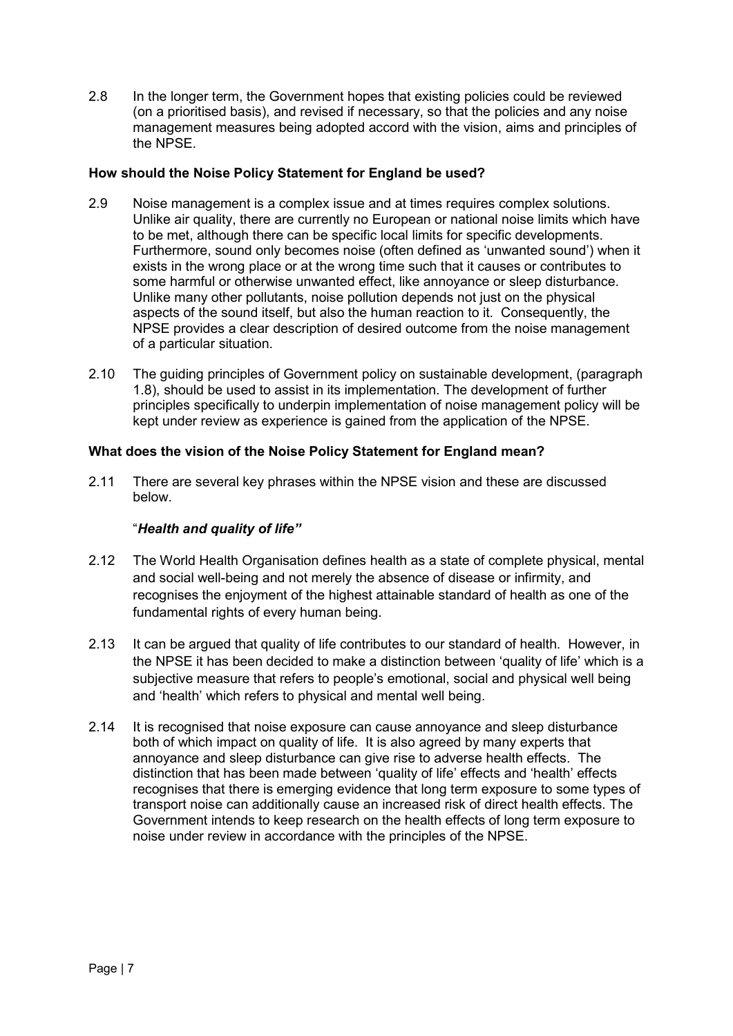2.8 In the longer term, the Government hopes that existing policies could be reviewed (on a prioritised basis), and revised if necessary, so that the policies and any noise management measures being adopted accord with the vision, aims and principles of the NPSE.

### How should the Noise Policy Statement for England be used?

2.9 Noise management is a complex issue and at times requires complex solutions. Unlike air quality, there are currently no European or national noise limits which have to be met, although there can be specific local limits for specific developments. Furthermore, sound only becomes noise (often defined as 'unwanted sound') when it exists in the wrong place or at the wrong time such that it causes or contributes to some harmful or otherwise unwanted effect, like annoyance or sleep disturbance. Unlike many other pollutants, noise pollution depends not just on the physical aspects of the sound itself, but also the human reaction to it. Consequently, the NPSE provides a clear description of desired outcome from the noise management of a particular situation.

2.10 The guiding principles of Government policy on sustainable development, (paragraph 1.8), should be used to assist in its implementation. The development of further principles specifically to underpin implementation of noise management policy will be kept under review as experience is gained from the application of the NPSE.

### What does the vision of the Noise Policy Statement for England mean?

2.11 There are several key phrases within the NPSE vision and these are discussed below.

"***Health and quality of life***"

2.12 The World Health Organisation defines health as a state of complete physical, mental and social well-being and not merely the absence of disease or infirmity, and recognises the enjoyment of the highest attainable standard of health as one of the fundamental rights of every human being.

2.13 It can be argued that quality of life contributes to our standard of health. However, in the NPSE it has been decided to make a distinction between 'quality of life' which is a subjective measure that refers to people's emotional, social and physical well being and 'health' which refers to physical and mental well being.

2.14 It is recognised that noise exposure can cause annoyance and sleep disturbance both of which impact on quality of life. It is also agreed by many experts that annoyance and sleep disturbance can give rise to adverse health effects. The distinction that has been made between 'quality of life' effects and 'health' effects recognises that there is emerging evidence that long term exposure to some types of transport noise can additionally cause an increased risk of direct health effects. The Government intends to keep research on the health effects of long term exposure to noise under review in accordance with the principles of the NPSE.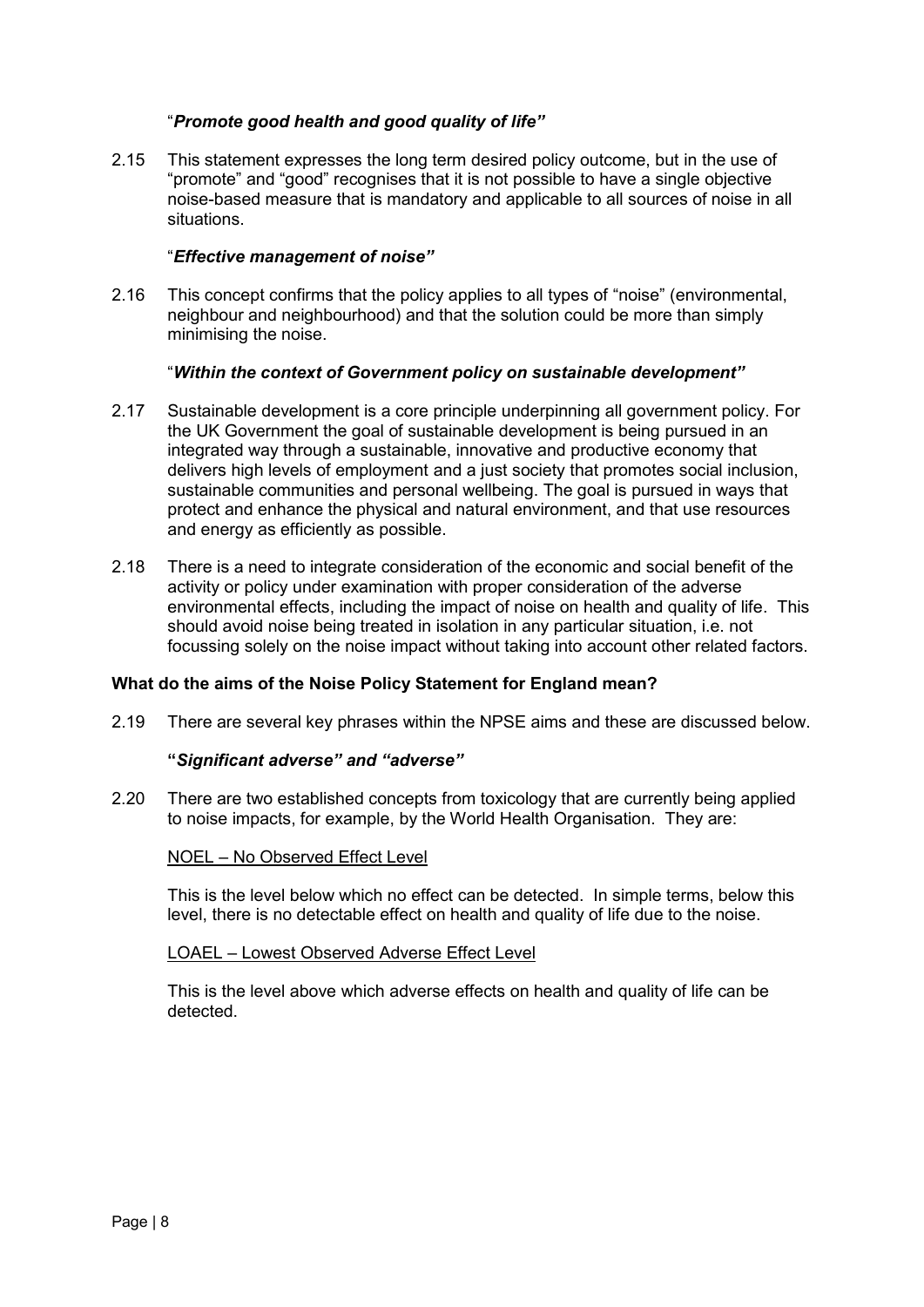"***Promote good health and good quality of life"***

2.15 This statement expresses the long term desired policy outcome, but in the use of "promote" and "good" recognises that it is not possible to have a single objective noise-based measure that is mandatory and applicable to all sources of noise in all situations.

"***Effective management of noise"***

2.16 This concept confirms that the policy applies to all types of "noise" (environmental, neighbour and neighbourhood) and that the solution could be more than simply minimising the noise.

"***Within the context of Government policy on sustainable development"***

2.17 Sustainable development is a core principle underpinning all government policy. For the UK Government the goal of sustainable development is being pursued in an integrated way through a sustainable, innovative and productive economy that delivers high levels of employment and a just society that promotes social inclusion, sustainable communities and personal wellbeing. The goal is pursued in ways that protect and enhance the physical and natural environment, and that use resources and energy as efficiently as possible.

2.18 There is a need to integrate consideration of the economic and social benefit of the activity or policy under examination with proper consideration of the adverse environmental effects, including the impact of noise on health and quality of life. This should avoid noise being treated in isolation in any particular situation, i.e. not focussing solely on the noise impact without taking into account other related factors.

**What do the aims of the Noise Policy Statement for England mean?**

2.19 There are several key phrases within the NPSE aims and these are discussed below.

**"*Significant adverse" and "adverse"***

2.20 There are two established concepts from toxicology that are currently being applied to noise impacts, for example, by the World Health Organisation. They are:

<u>NOEL – No Observed Effect Level</u>

This is the level below which no effect can be detected. In simple terms, below this level, there is no detectable effect on health and quality of life due to the noise.

<u>LOAEL – Lowest Observed Adverse Effect Level</u>

This is the level above which adverse effects on health and quality of life can be detected.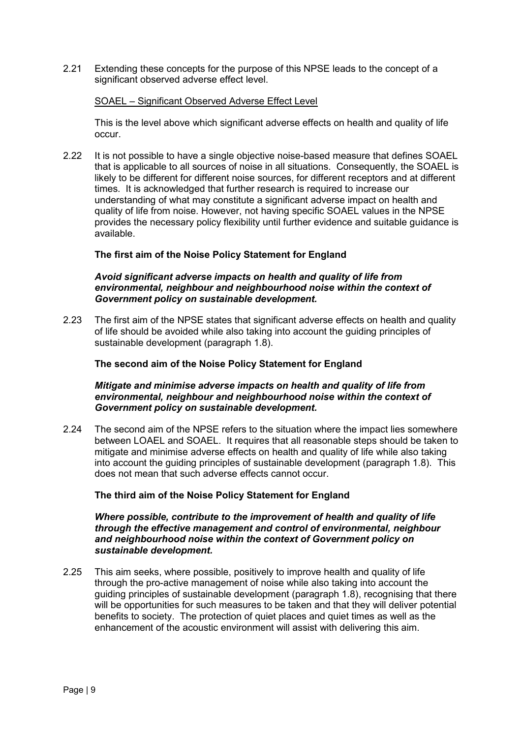2.21 Extending these concepts for the purpose of this NPSE leads to the concept of a significant observed adverse effect level.

<u>SOAEL – Significant Observed Adverse Effect Level</u>

This is the level above which significant adverse effects on health and quality of life occur.

2.22 It is not possible to have a single objective noise-based measure that defines SOAEL that is applicable to all sources of noise in all situations. Consequently, the SOAEL is likely to be different for different noise sources, for different receptors and at different times. It is acknowledged that further research is required to increase our understanding of what may constitute a significant adverse impact on health and quality of life from noise. However, not having specific SOAEL values in the NPSE provides the necessary policy flexibility until further evidence and suitable guidance is available.

**The first aim of the Noise Policy Statement for England**

***Avoid significant adverse impacts on health and quality of life from environmental, neighbour and neighbourhood noise within the context of Government policy on sustainable development.***

2.23 The first aim of the NPSE states that significant adverse effects on health and quality of life should be avoided while also taking into account the guiding principles of sustainable development (paragraph 1.8).

**The second aim of the Noise Policy Statement for England**

***Mitigate and minimise adverse impacts on health and quality of life from environmental, neighbour and neighbourhood noise within the context of Government policy on sustainable development.***

2.24 The second aim of the NPSE refers to the situation where the impact lies somewhere between LOAEL and SOAEL. It requires that all reasonable steps should be taken to mitigate and minimise adverse effects on health and quality of life while also taking into account the guiding principles of sustainable development (paragraph 1.8). This does not mean that such adverse effects cannot occur.

**The third aim of the Noise Policy Statement for England**

***Where possible, contribute to the improvement of health and quality of life through the effective management and control of environmental, neighbour and neighbourhood noise within the context of Government policy on sustainable development.***

2.25 This aim seeks, where possible, positively to improve health and quality of life through the pro-active management of noise while also taking into account the guiding principles of sustainable development (paragraph 1.8), recognising that there will be opportunities for such measures to be taken and that they will deliver potential benefits to society. The protection of quiet places and quiet times as well as the enhancement of the acoustic environment will assist with delivering this aim.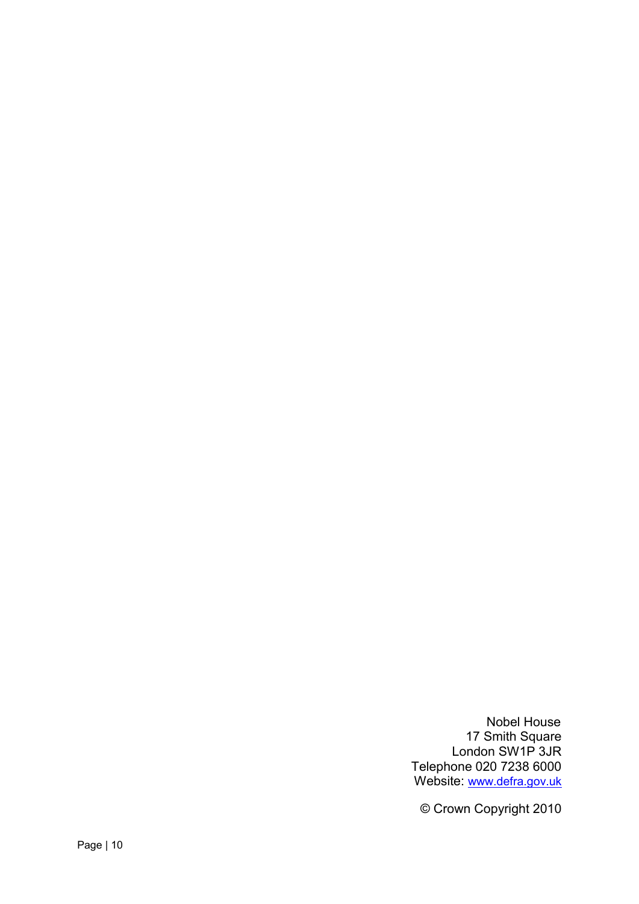Nobel House
17 Smith Square
London SW1P 3JR
Telephone 020 7238 6000
Website: www.defra.gov.uk

© Crown Copyright 2010